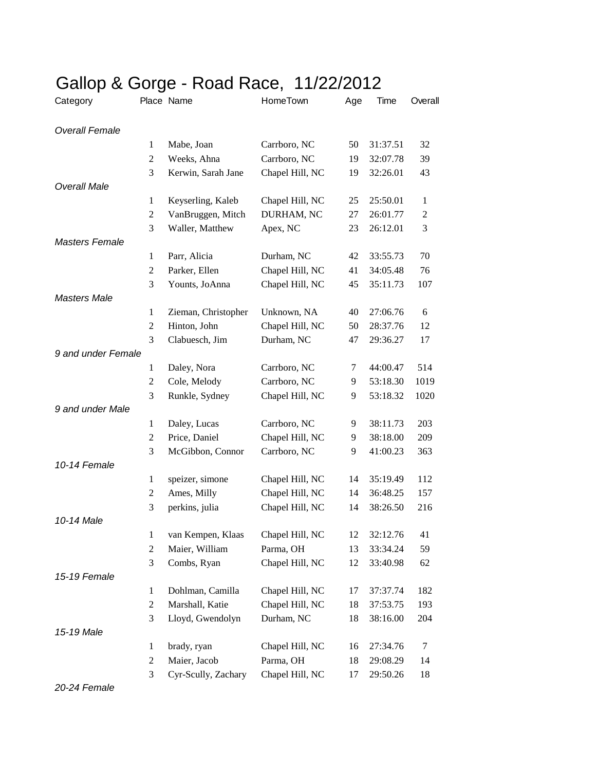# Gallop & Gorge - Road Race, 11/22/2012

| Category | Place | Name | HomeTown | Age | Time | Overall |
|---|---|---|---|---|---|---|
| *Overall Female* | | | | | | |
| | 1 | Mabe, Joan | Carrboro, NC | 50 | 31:37.51 | 32 |
| | 2 | Weeks, Ahna | Carrboro, NC | 19 | 32:07.78 | 39 |
| | 3 | Kerwin, Sarah Jane | Chapel Hill, NC | 19 | 32:26.01 | 43 |
| *Overall Male* | | | | | | |
| | 1 | Keyserling, Kaleb | Chapel Hill, NC | 25 | 25:50.01 | 1 |
| | 2 | VanBruggen, Mitch | DURHAM, NC | 27 | 26:01.77 | 2 |
| | 3 | Waller, Matthew | Apex, NC | 23 | 26:12.01 | 3 |
| *Masters Female* | | | | | | |
| | 1 | Parr, Alicia | Durham, NC | 42 | 33:55.73 | 70 |
| | 2 | Parker, Ellen | Chapel Hill, NC | 41 | 34:05.48 | 76 |
| | 3 | Younts, JoAnna | Chapel Hill, NC | 45 | 35:11.73 | 107 |
| *Masters Male* | | | | | | |
| | 1 | Zieman, Christopher | Unknown, NA | 40 | 27:06.76 | 6 |
| | 2 | Hinton, John | Chapel Hill, NC | 50 | 28:37.76 | 12 |
| | 3 | Clabuesch, Jim | Durham, NC | 47 | 29:36.27 | 17 |
| *9 and under Female* | | | | | | |
| | 1 | Daley, Nora | Carrboro, NC | 7 | 44:00.47 | 514 |
| | 2 | Cole, Melody | Carrboro, NC | 9 | 53:18.30 | 1019 |
| | 3 | Runkle, Sydney | Chapel Hill, NC | 9 | 53:18.32 | 1020 |
| *9 and under Male* | | | | | | |
| | 1 | Daley, Lucas | Carrboro, NC | 9 | 38:11.73 | 203 |
| | 2 | Price, Daniel | Chapel Hill, NC | 9 | 38:18.00 | 209 |
| | 3 | McGibbon, Connor | Carrboro, NC | 9 | 41:00.23 | 363 |
| *10-14 Female* | | | | | | |
| | 1 | speizer, simone | Chapel Hill, NC | 14 | 35:19.49 | 112 |
| | 2 | Ames, Milly | Chapel Hill, NC | 14 | 36:48.25 | 157 |
| | 3 | perkins, julia | Chapel Hill, NC | 14 | 38:26.50 | 216 |
| *10-14 Male* | | | | | | |
| | 1 | van Kempen, Klaas | Chapel Hill, NC | 12 | 32:12.76 | 41 |
| | 2 | Maier, William | Parma, OH | 13 | 33:34.24 | 59 |
| | 3 | Combs, Ryan | Chapel Hill, NC | 12 | 33:40.98 | 62 |
| *15-19 Female* | | | | | | |
| | 1 | Dohlman, Camilla | Chapel Hill, NC | 17 | 37:37.74 | 182 |
| | 2 | Marshall, Katie | Chapel Hill, NC | 18 | 37:53.75 | 193 |
| | 3 | Lloyd, Gwendolyn | Durham, NC | 18 | 38:16.00 | 204 |
| *15-19 Male* | | | | | | |
| | 1 | brady, ryan | Chapel Hill, NC | 16 | 27:34.76 | 7 |
| | 2 | Maier, Jacob | Parma, OH | 18 | 29:08.29 | 14 |
| | 3 | Cyr-Scully, Zachary | Chapel Hill, NC | 17 | 29:50.26 | 18 |
| *20-24 Female* | | | | | | |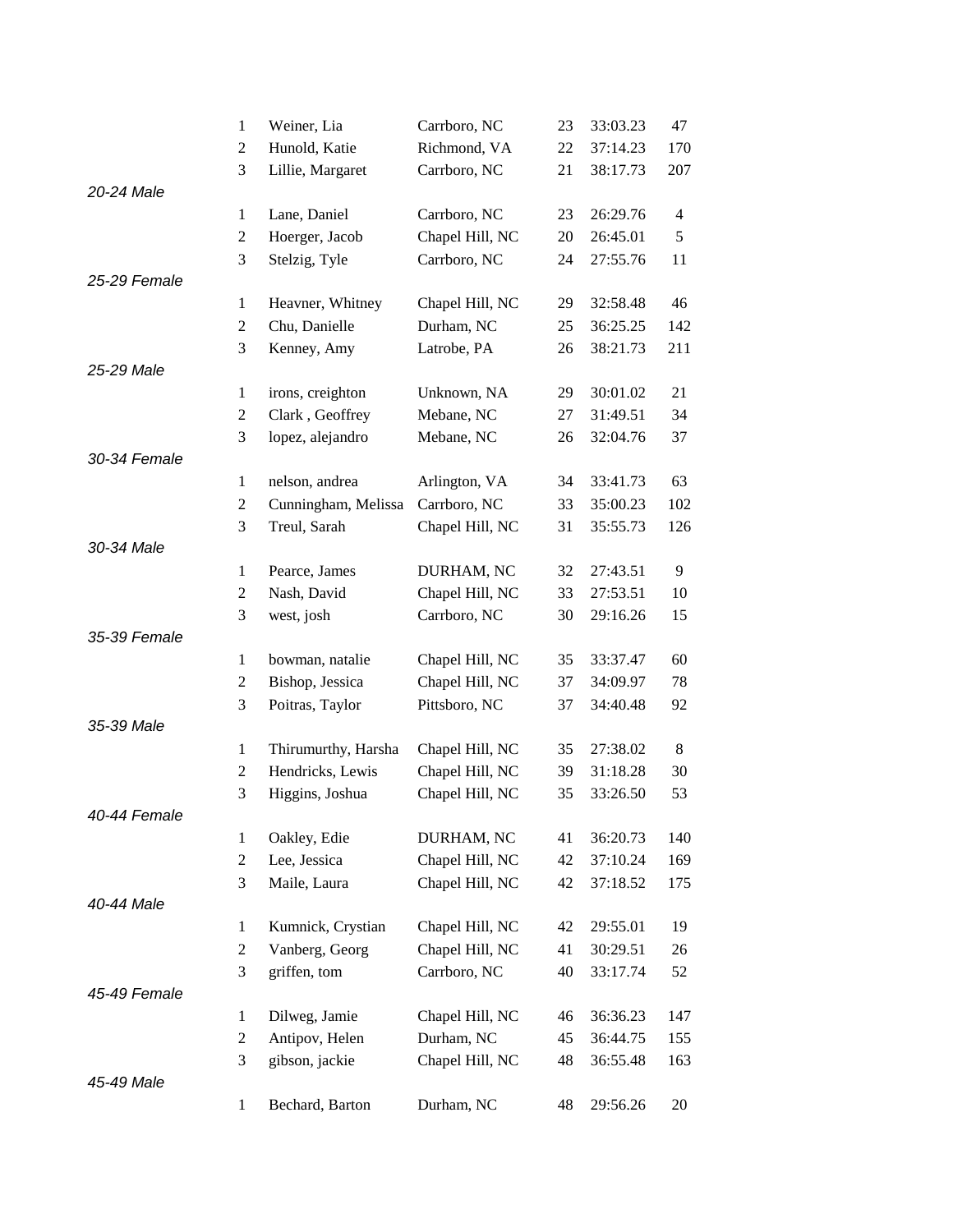| | Place | Name | City | Age | Time | Overall |
|---|---|---|---|---|---|---|
| | 1 | Weiner, Lia | Carrboro, NC | 23 | 33:03.23 | 47 |
| | 2 | Hunold, Katie | Richmond, VA | 22 | 37:14.23 | 170 |
| | 3 | Lillie, Margaret | Carrboro, NC | 21 | 38:17.73 | 207 |
| *20-24 Male* | | | | | | |
| | 1 | Lane, Daniel | Carrboro, NC | 23 | 26:29.76 | 4 |
| | 2 | Hoerger, Jacob | Chapel Hill, NC | 20 | 26:45.01 | 5 |
| | 3 | Stelzig, Tyle | Carrboro, NC | 24 | 27:55.76 | 11 |
| *25-29 Female* | | | | | | |
| | 1 | Heavner, Whitney | Chapel Hill, NC | 29 | 32:58.48 | 46 |
| | 2 | Chu, Danielle | Durham, NC | 25 | 36:25.25 | 142 |
| | 3 | Kenney, Amy | Latrobe, PA | 26 | 38:21.73 | 211 |
| *25-29 Male* | | | | | | |
| | 1 | irons, creighton | Unknown, NA | 29 | 30:01.02 | 21 |
| | 2 | Clark , Geoffrey | Mebane, NC | 27 | 31:49.51 | 34 |
| | 3 | lopez, alejandro | Mebane, NC | 26 | 32:04.76 | 37 |
| *30-34 Female* | | | | | | |
| | 1 | nelson, andrea | Arlington, VA | 34 | 33:41.73 | 63 |
| | 2 | Cunningham, Melissa | Carrboro, NC | 33 | 35:00.23 | 102 |
| | 3 | Treul, Sarah | Chapel Hill, NC | 31 | 35:55.73 | 126 |
| *30-34 Male* | | | | | | |
| | 1 | Pearce, James | DURHAM, NC | 32 | 27:43.51 | 9 |
| | 2 | Nash, David | Chapel Hill, NC | 33 | 27:53.51 | 10 |
| | 3 | west, josh | Carrboro, NC | 30 | 29:16.26 | 15 |
| *35-39 Female* | | | | | | |
| | 1 | bowman, natalie | Chapel Hill, NC | 35 | 33:37.47 | 60 |
| | 2 | Bishop, Jessica | Chapel Hill, NC | 37 | 34:09.97 | 78 |
| | 3 | Poitras, Taylor | Pittsboro, NC | 37 | 34:40.48 | 92 |
| *35-39 Male* | | | | | | |
| | 1 | Thirumurthy, Harsha | Chapel Hill, NC | 35 | 27:38.02 | 8 |
| | 2 | Hendricks, Lewis | Chapel Hill, NC | 39 | 31:18.28 | 30 |
| | 3 | Higgins, Joshua | Chapel Hill, NC | 35 | 33:26.50 | 53 |
| *40-44 Female* | | | | | | |
| | 1 | Oakley, Edie | DURHAM, NC | 41 | 36:20.73 | 140 |
| | 2 | Lee, Jessica | Chapel Hill, NC | 42 | 37:10.24 | 169 |
| | 3 | Maile, Laura | Chapel Hill, NC | 42 | 37:18.52 | 175 |
| *40-44 Male* | | | | | | |
| | 1 | Kumnick, Crystian | Chapel Hill, NC | 42 | 29:55.01 | 19 |
| | 2 | Vanberg, Georg | Chapel Hill, NC | 41 | 30:29.51 | 26 |
| | 3 | griffen, tom | Carrboro, NC | 40 | 33:17.74 | 52 |
| *45-49 Female* | | | | | | |
| | 1 | Dilweg, Jamie | Chapel Hill, NC | 46 | 36:36.23 | 147 |
| | 2 | Antipov, Helen | Durham, NC | 45 | 36:44.75 | 155 |
| | 3 | gibson, jackie | Chapel Hill, NC | 48 | 36:55.48 | 163 |
| *45-49 Male* | | | | | | |
| | 1 | Bechard, Barton | Durham, NC | 48 | 29:56.26 | 20 |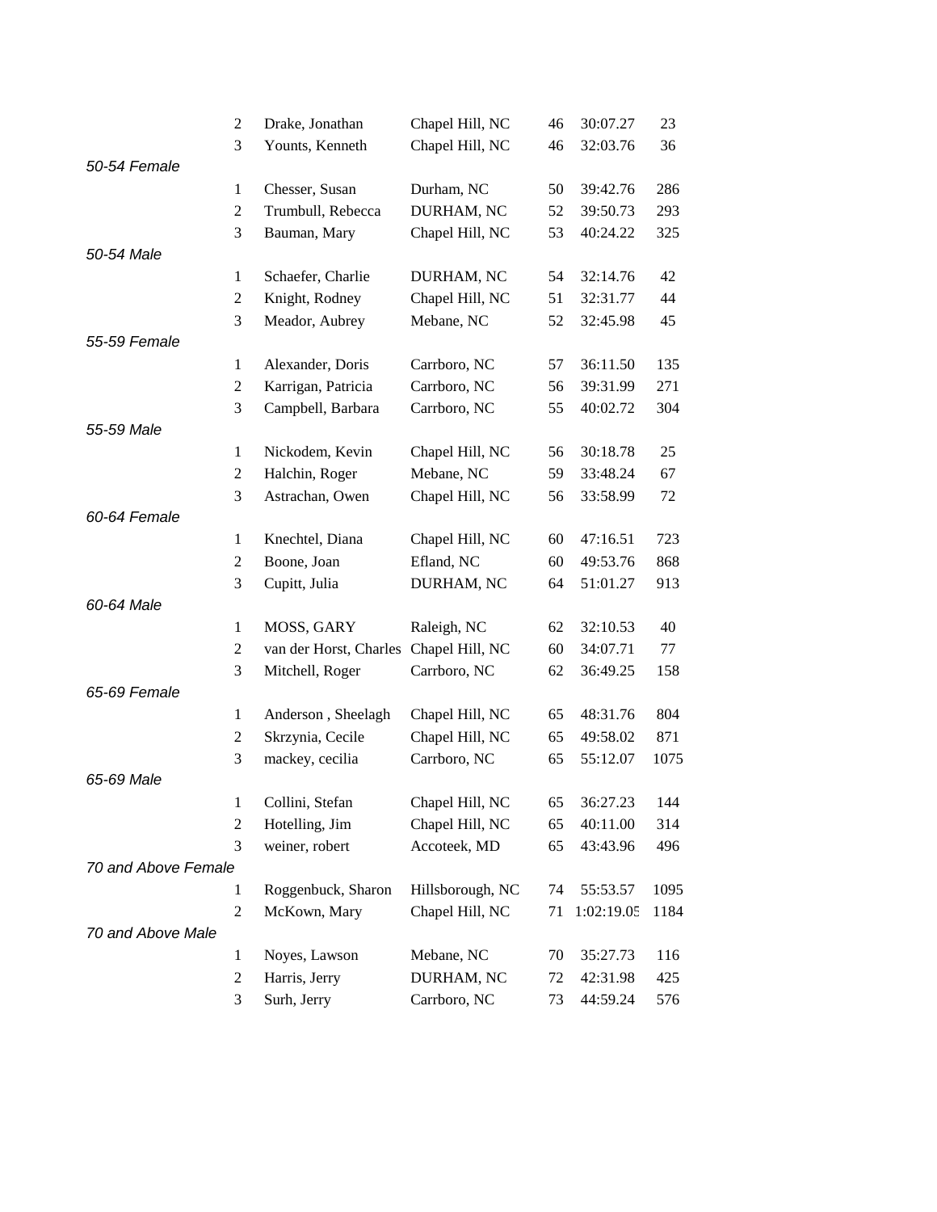| | | | | | | |
|---|---|---|---|---|---|---|
| | 2 | Drake, Jonathan | Chapel Hill, NC | 46 | 30:07.27 | 23 |
| | 3 | Younts, Kenneth | Chapel Hill, NC | 46 | 32:03.76 | 36 |
| *50-54 Female* | | | | | | |
| | 1 | Chesser, Susan | Durham, NC | 50 | 39:42.76 | 286 |
| | 2 | Trumbull, Rebecca | DURHAM, NC | 52 | 39:50.73 | 293 |
| | 3 | Bauman, Mary | Chapel Hill, NC | 53 | 40:24.22 | 325 |
| *50-54 Male* | | | | | | |
| | 1 | Schaefer, Charlie | DURHAM, NC | 54 | 32:14.76 | 42 |
| | 2 | Knight, Rodney | Chapel Hill, NC | 51 | 32:31.77 | 44 |
| | 3 | Meador, Aubrey | Mebane, NC | 52 | 32:45.98 | 45 |
| *55-59 Female* | | | | | | |
| | 1 | Alexander, Doris | Carrboro, NC | 57 | 36:11.50 | 135 |
| | 2 | Karrigan, Patricia | Carrboro, NC | 56 | 39:31.99 | 271 |
| | 3 | Campbell, Barbara | Carrboro, NC | 55 | 40:02.72 | 304 |
| *55-59 Male* | | | | | | |
| | 1 | Nickodem, Kevin | Chapel Hill, NC | 56 | 30:18.78 | 25 |
| | 2 | Halchin, Roger | Mebane, NC | 59 | 33:48.24 | 67 |
| | 3 | Astrachan, Owen | Chapel Hill, NC | 56 | 33:58.99 | 72 |
| *60-64 Female* | | | | | | |
| | 1 | Knechtel, Diana | Chapel Hill, NC | 60 | 47:16.51 | 723 |
| | 2 | Boone, Joan | Efland, NC | 60 | 49:53.76 | 868 |
| | 3 | Cupitt, Julia | DURHAM, NC | 64 | 51:01.27 | 913 |
| *60-64 Male* | | | | | | |
| | 1 | MOSS, GARY | Raleigh, NC | 62 | 32:10.53 | 40 |
| | 2 | van der Horst, Charles | Chapel Hill, NC | 60 | 34:07.71 | 77 |
| | 3 | Mitchell, Roger | Carrboro, NC | 62 | 36:49.25 | 158 |
| *65-69 Female* | | | | | | |
| | 1 | Anderson , Sheelagh | Chapel Hill, NC | 65 | 48:31.76 | 804 |
| | 2 | Skrzynia, Cecile | Chapel Hill, NC | 65 | 49:58.02 | 871 |
| | 3 | mackey, cecilia | Carrboro, NC | 65 | 55:12.07 | 1075 |
| *65-69 Male* | | | | | | |
| | 1 | Collini, Stefan | Chapel Hill, NC | 65 | 36:27.23 | 144 |
| | 2 | Hotelling, Jim | Chapel Hill, NC | 65 | 40:11.00 | 314 |
| | 3 | weiner, robert | Accoteek, MD | 65 | 43:43.96 | 496 |
| *70 and Above Female* | | | | | | |
| | 1 | Roggenbuck, Sharon | Hillsborough, NC | 74 | 55:53.57 | 1095 |
| | 2 | McKown, Mary | Chapel Hill, NC | 71 | 1:02:19.05 | 1184 |
| *70 and Above Male* | | | | | | |
| | 1 | Noyes, Lawson | Mebane, NC | 70 | 35:27.73 | 116 |
| | 2 | Harris, Jerry | DURHAM, NC | 72 | 42:31.98 | 425 |
| | 3 | Surh, Jerry | Carrboro, NC | 73 | 44:59.24 | 576 |